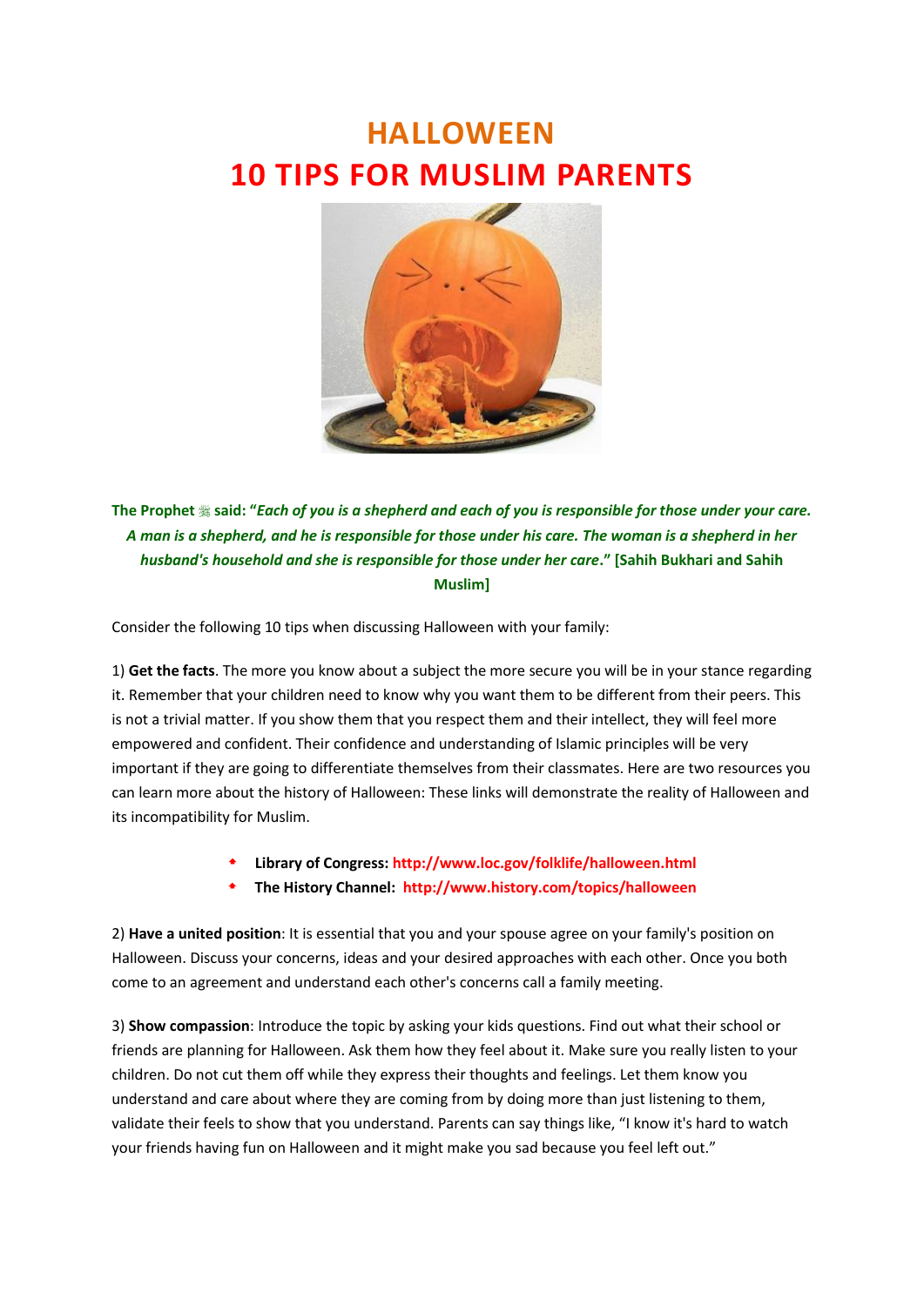# HALLOWEEN
# 10 TIPS FOR MUSLIM PARENTS

**The Prophet ﷺ said: "*Each of you is a shepherd and each of you is responsible for those under your care. A man is a shepherd, and he is responsible for those under his care. The woman is a shepherd in her husband's household and she is responsible for those under her care*." [Sahih Bukhari and Sahih Muslim]**

Consider the following 10 tips when discussing Halloween with your family:

1) **Get the facts**. The more you know about a subject the more secure you will be in your stance regarding it. Remember that your children need to know why you want them to be different from their peers. This is not a trivial matter. If you show them that you respect them and their intellect, they will feel more empowered and confident. Their confidence and understanding of Islamic principles will be very important if they are going to differentiate themselves from their classmates. Here are two resources you can learn more about the history of Halloween: These links will demonstrate the reality of Halloween and its incompatibility for Muslim.

- **Library of Congress: http://www.loc.gov/folklife/halloween.html**
- **The History Channel: http://www.history.com/topics/halloween**

2) **Have a united position**: It is essential that you and your spouse agree on your family's position on Halloween. Discuss your concerns, ideas and your desired approaches with each other. Once you both come to an agreement and understand each other's concerns call a family meeting.

3) **Show compassion**: Introduce the topic by asking your kids questions. Find out what their school or friends are planning for Halloween. Ask them how they feel about it. Make sure you really listen to your children. Do not cut them off while they express their thoughts and feelings. Let them know you understand and care about where they are coming from by doing more than just listening to them, validate their feels to show that you understand. Parents can say things like, "I know it's hard to watch your friends having fun on Halloween and it might make you sad because you feel left out."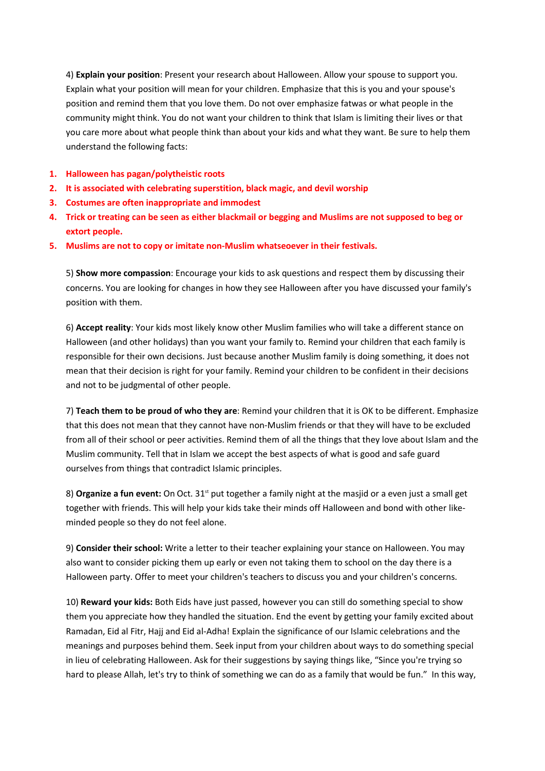4) **Explain your position**: Present your research about Halloween. Allow your spouse to support you. Explain what your position will mean for your children. Emphasize that this is you and your spouse's position and remind them that you love them. Do not over emphasize fatwas or what people in the community might think. You do not want your children to think that Islam is limiting their lives or that you care more about what people think than about your kids and what they want. Be sure to help them understand the following facts:

1. **Halloween has pagan/polytheistic roots**
2. **It is associated with celebrating superstition, black magic, and devil worship**
3. **Costumes are often inappropriate and immodest**
4. **Trick or treating can be seen as either blackmail or begging and Muslims are not supposed to beg or extort people.**
5. **Muslims are not to copy or imitate non-Muslim whatseoever in their festivals.**

5) **Show more compassion**: Encourage your kids to ask questions and respect them by discussing their concerns. You are looking for changes in how they see Halloween after you have discussed your family's position with them.

6) **Accept reality**: Your kids most likely know other Muslim families who will take a different stance on Halloween (and other holidays) than you want your family to. Remind your children that each family is responsible for their own decisions. Just because another Muslim family is doing something, it does not mean that their decision is right for your family. Remind your children to be confident in their decisions and not to be judgmental of other people.

7) **Teach them to be proud of who they are**: Remind your children that it is OK to be different. Emphasize that this does not mean that they cannot have non-Muslim friends or that they will have to be excluded from all of their school or peer activities. Remind them of all the things that they love about Islam and the Muslim community. Tell that in Islam we accept the best aspects of what is good and safe guard ourselves from things that contradict Islamic principles.

8) **Organize a fun event:** On Oct. 31st put together a family night at the masjid or a even just a small get together with friends. This will help your kids take their minds off Halloween and bond with other like-minded people so they do not feel alone.

9) **Consider their school:** Write a letter to their teacher explaining your stance on Halloween. You may also want to consider picking them up early or even not taking them to school on the day there is a Halloween party. Offer to meet your children's teachers to discuss you and your children's concerns.

10) **Reward your kids:** Both Eids have just passed, however you can still do something special to show them you appreciate how they handled the situation. End the event by getting your family excited about Ramadan, Eid al Fitr, Hajj and Eid al-Adha! Explain the significance of our Islamic celebrations and the meanings and purposes behind them. Seek input from your children about ways to do something special in lieu of celebrating Halloween. Ask for their suggestions by saying things like, "Since you're trying so hard to please Allah, let's try to think of something we can do as a family that would be fun." In this way,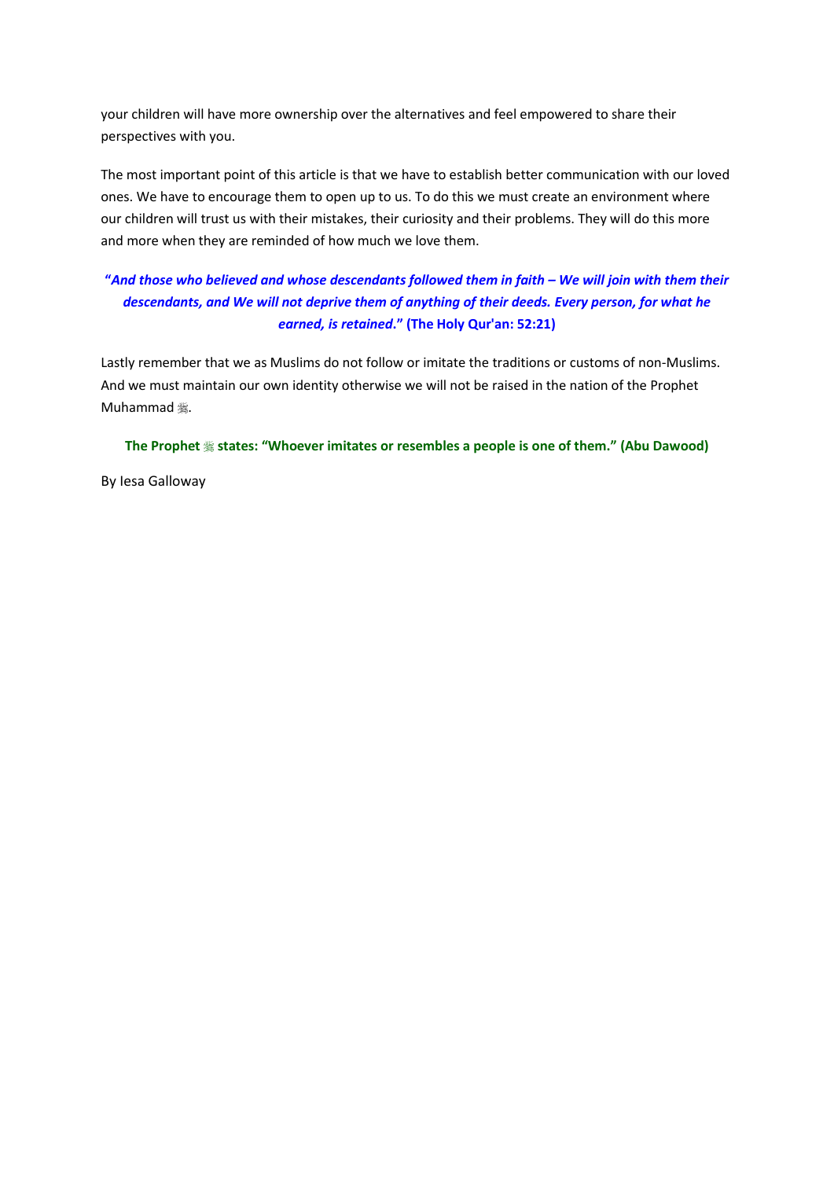your children will have more ownership over the alternatives and feel empowered to share their perspectives with you.

The most important point of this article is that we have to establish better communication with our loved ones. We have to encourage them to open up to us. To do this we must create an environment where our children will trust us with their mistakes, their curiosity and their problems. They will do this more and more when they are reminded of how much we love them.

**"*And those who believed and whose descendants followed them in faith – We will join with them their descendants, and We will not deprive them of anything of their deeds. Every person, for what he earned, is retained*." (The Holy Qur'an: 52:21)**

Lastly remember that we as Muslims do not follow or imitate the traditions or customs of non-Muslims. And we must maintain our own identity otherwise we will not be raised in the nation of the Prophet Muhammad ﷺ.

**The Prophet ﷺ states: "Whoever imitates or resembles a people is one of them." (Abu Dawood)**

By Iesa Galloway